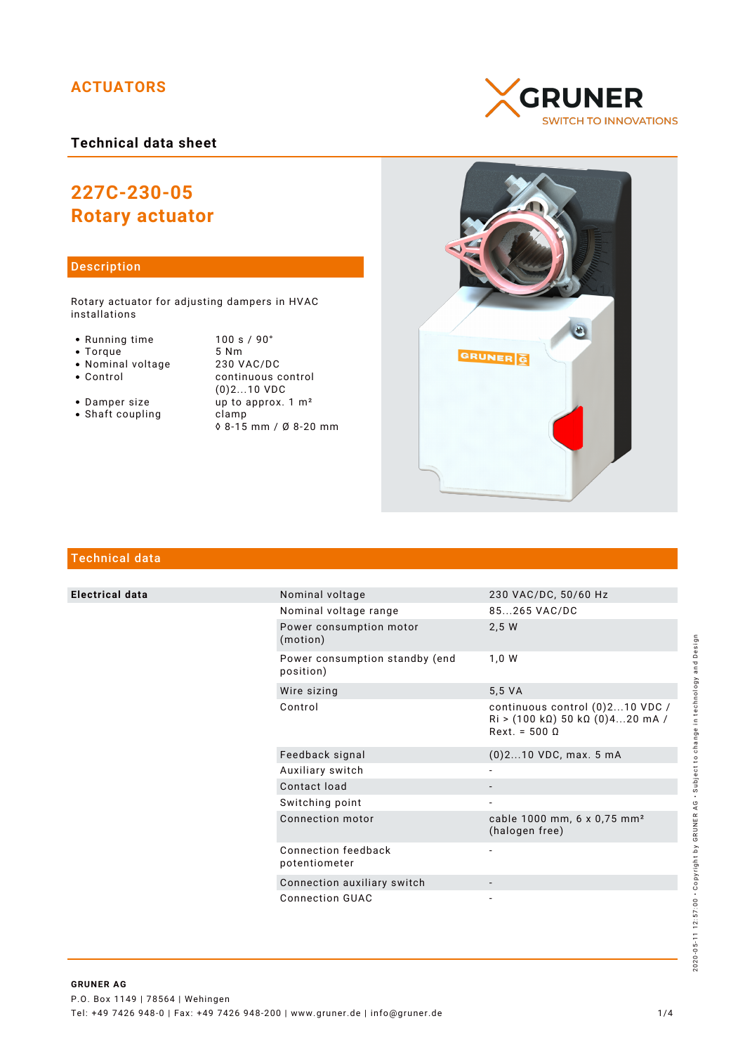ACTUATORS

GRUNER
SWITCH TO INNOVATIONS

**Technical data sheet**

# 227C-230-05
# Rotary actuator

## Description

Rotary actuator for adjusting dampers in HVAC installations

| | |
|---|---|
| • Running time | 100 s / 90° |
| • Torque | 5 Nm |
| • Nominal voltage | 230 VAC/DC |
| • Control | continuous control (0)2...10 VDC |
| • Damper size | up to approx. 1 m² |
| • Shaft coupling | clamp ◊ 8-15 mm / Ø 8-20 mm |

## Technical data

| | | |
|---|---|---|
| **Electrical data** | Nominal voltage | 230 VAC/DC, 50/60 Hz |
| | Nominal voltage range | 85...265 VAC/DC |
| | Power consumption motor (motion) | 2,5 W |
| | Power consumption standby (end position) | 1,0 W |
| | Wire sizing | 5,5 VA |
| | Control | continuous control (0)2...10 VDC / Ri > (100 kΩ) 50 kΩ (0)4...20 mA / Rext. = 500 Ω |
| | Feedback signal | (0)2...10 VDC, max. 5 mA |
| | Auxiliary switch | - |
| | Contact load | - |
| | Switching point | - |
| | Connection motor | cable 1000 mm, 6 x 0,75 mm² (halogen free) |
| | Connection feedback potentiometer | - |
| | Connection auxiliary switch | - |
| | Connection GUAC | - |

**GRUNER AG**
P.O. Box 1149 | 78564 | Wehingen
Tel: +49 7426 948-0 | Fax: +49 7426 948-200 | www.gruner.de | info@gruner.de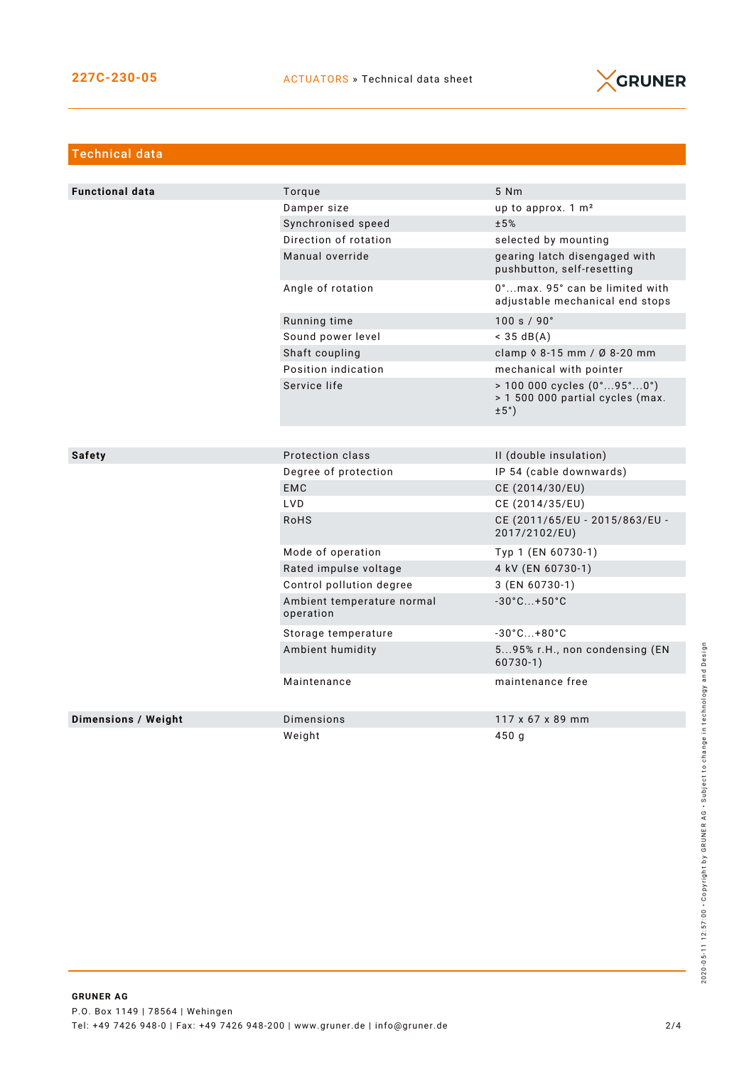## Technical data

| Functional data | | |
|---|---|---|
| | Torque | 5 Nm |
| | Damper size | up to approx. 1 m² |
| | Synchronised speed | ±5% |
| | Direction of rotation | selected by mounting |
| | Manual override | gearing latch disengaged with pushbutton, self-resetting |
| | Angle of rotation | 0°...max. 95° can be limited with adjustable mechanical end stops |
| | Running time | 100 s / 90° |
| | Sound power level | < 35 dB(A) |
| | Shaft coupling | clamp ◊ 8-15 mm / Ø 8-20 mm |
| | Position indication | mechanical with pointer |
| | Service life | > 100 000 cycles (0°...95°...0°)<br>> 1 500 000 partial cycles (max. ±5°) |

| Safety | | |
|---|---|---|
| | Protection class | II (double insulation) |
| | Degree of protection | IP 54 (cable downwards) |
| | EMC | CE (2014/30/EU) |
| | LVD | CE (2014/35/EU) |
| | RoHS | CE (2011/65/EU - 2015/863/EU - 2017/2102/EU) |
| | Mode of operation | Typ 1 (EN 60730-1) |
| | Rated impulse voltage | 4 kV (EN 60730-1) |
| | Control pollution degree | 3 (EN 60730-1) |
| | Ambient temperature normal operation | -30°C...+50°C |
| | Storage temperature | -30°C...+80°C |
| | Ambient humidity | 5...95% r.H., non condensing (EN 60730-1) |
| | Maintenance | maintenance free |

| Dimensions / Weight | | |
|---|---|---|
| | Dimensions | 117 x 67 x 89 mm |
| | Weight | 450 g |

**GRUNER AG**
P.O. Box 1149 | 78564 | Wehingen
Tel: +49 7426 948-0 | Fax: +49 7426 948-200 | www.gruner.de | info@gruner.de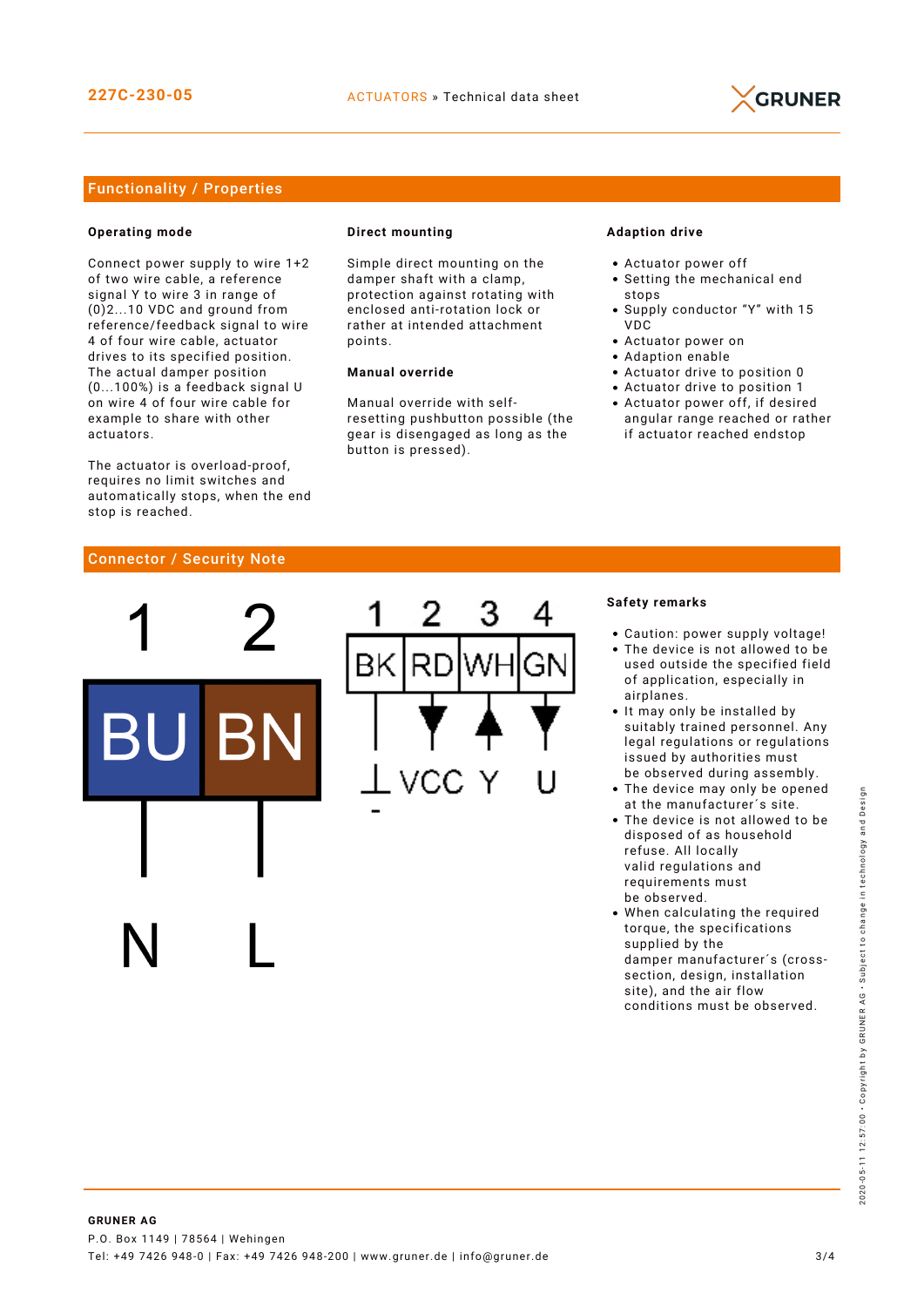## Functionality / Properties

### Operating mode

Connect power supply to wire 1+2 of two wire cable, a reference signal Y to wire 3 in range of (0)2...10 VDC and ground from reference/feedback signal to wire 4 of four wire cable, actuator drives to its specified position. The actual damper position (0...100%) is a feedback signal U on wire 4 of four wire cable for example to share with other actuators.

The actuator is overload-proof, requires no limit switches and automatically stops, when the end stop is reached.

### Direct mounting

Simple direct mounting on the damper shaft with a clamp, protection against rotating with enclosed anti-rotation lock or rather at intended attachment points.

### Manual override

Manual override with self-resetting pushbutton possible (the gear is disengaged as long as the button is pressed).

### Adaption drive

- Actuator power off
- Setting the mechanical end stops
- Supply conductor "Y" with 15 VDC
- Actuator power on
- Adaption enable
- Actuator drive to position 0
- Actuator drive to position 1
- Actuator power off, if desired angular range reached or rather if actuator reached endstop

## Connector / Security Note

| 1 | 2 |
|---|---|
| BU | BN |
| N | L |

| 1 | 2 | 3 | 4 |
|---|---|---|---|
| BK | RD | WH | GN |
| ⊥ − | VCC | Y | U |

### Safety remarks

- Caution: power supply voltage!
- The device is not allowed to be used outside the specified field of application, especially in airplanes.
- It may only be installed by suitably trained personnel. Any legal regulations or regulations issued by authorities must be observed during assembly.
- The device may only be opened at the manufacturer´s site.
- The device is not allowed to be disposed of as household refuse. All locally valid regulations and requirements must be observed.
- When calculating the required torque, the specifications supplied by the damper manufacturer´s (cross-section, design, installation site), and the air flow conditions must be observed.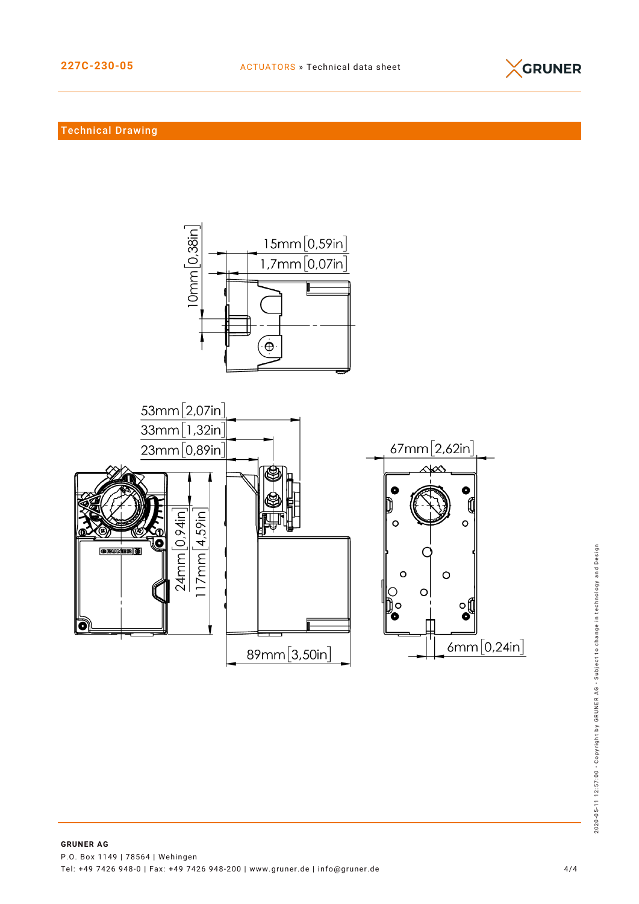## Technical Drawing

15mm [0,59in]
1,7mm [0,07in]
10mm [0,38in]

53mm [2,07in]
33mm [1,32in]
23mm [0,89in]
24mm [0,94in]
117mm [4,59in]
89mm [3,50in]

67mm [2,62in]
6mm [0,24in]

**GRUNER AG**
P.O. Box 1149 | 78564 | Wehingen
Tel: +49 7426 948-0 | Fax: +49 7426 948-200 | www.gruner.de | info@gruner.de